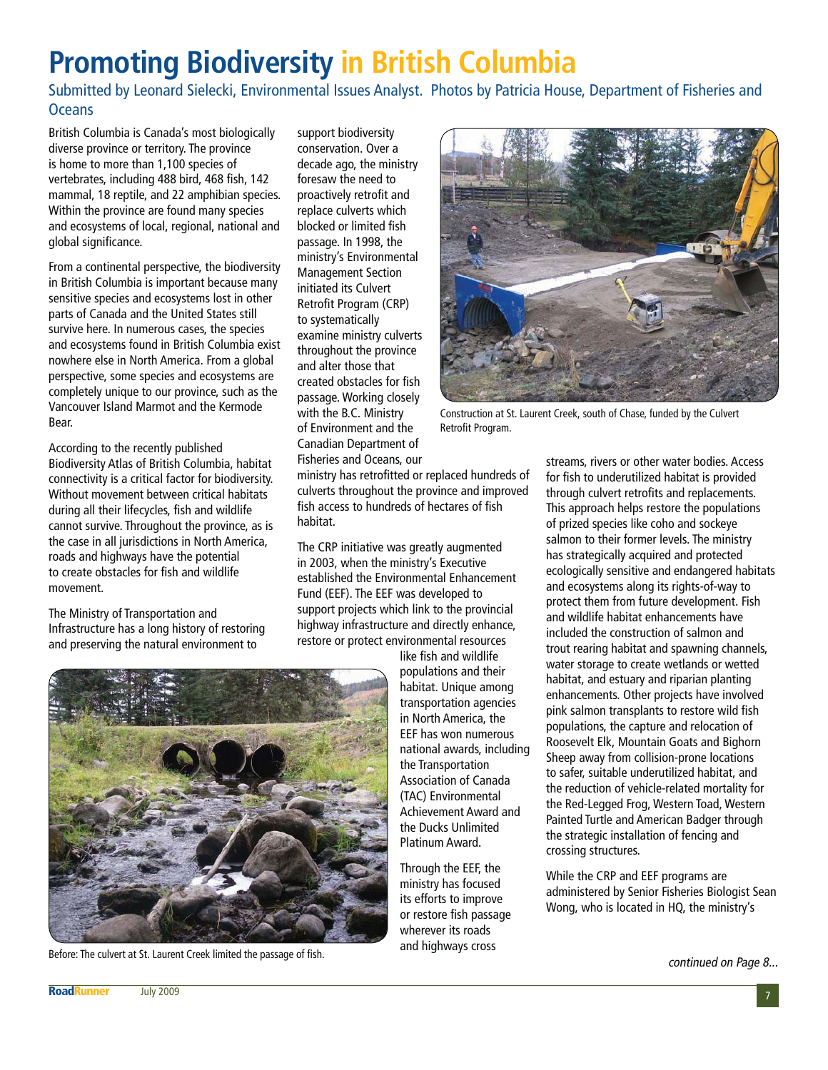# Promoting Biodiversity in British Columbia

Submitted by Leonard Sielecki, Environmental Issues Analyst. Photos by Patricia House, Department of Fisheries and Oceans

British Columbia is Canada's most biologically diverse province or territory. The province is home to more than 1,100 species of vertebrates, including 488 bird, 468 fish, 142 mammal, 18 reptile, and 22 amphibian species. Within the province are found many species and ecosystems of local, regional, national and global significance.

From a continental perspective, the biodiversity in British Columbia is important because many sensitive species and ecosystems lost in other parts of Canada and the United States still survive here. In numerous cases, the species and ecosystems found in British Columbia exist nowhere else in North America. From a global perspective, some species and ecosystems are completely unique to our province, such as the Vancouver Island Marmot and the Kermode Bear.

According to the recently published Biodiversity Atlas of British Columbia, habitat connectivity is a critical factor for biodiversity. Without movement between critical habitats during all their lifecycles, fish and wildlife cannot survive. Throughout the province, as is the case in all jurisdictions in North America, roads and highways have the potential to create obstacles for fish and wildlife movement.

The Ministry of Transportation and Infrastructure has a long history of restoring and preserving the natural environment to support biodiversity conservation. Over a decade ago, the ministry foresaw the need to proactively retrofit and replace culverts which blocked or limited fish passage. In 1998, the ministry's Environmental Management Section initiated its Culvert Retrofit Program (CRP) to systematically examine ministry culverts throughout the province and alter those that created obstacles for fish passage. Working closely with the B.C. Ministry of Environment and the Canadian Department of Fisheries and Oceans, our ministry has retrofitted or replaced hundreds of culverts throughout the province and improved fish access to hundreds of hectares of fish habitat.

Construction at St. Laurent Creek, south of Chase, funded by the Culvert Retrofit Program.

The CRP initiative was greatly augmented in 2003, when the ministry's Executive established the Environmental Enhancement Fund (EEF). The EEF was developed to support projects which link to the provincial highway infrastructure and directly enhance, restore or protect environmental resources like fish and wildlife populations and their habitat. Unique among transportation agencies in North America, the EEF has won numerous national awards, including the Transportation Association of Canada (TAC) Environmental Achievement Award and the Ducks Unlimited Platinum Award.

Before: The culvert at St. Laurent Creek limited the passage of fish.

Through the EEF, the ministry has focused its efforts to improve or restore fish passage wherever its roads and highways cross streams, rivers or other water bodies. Access for fish to underutilized habitat is provided through culvert retrofits and replacements. This approach helps restore the populations of prized species like coho and sockeye salmon to their former levels. The ministry has strategically acquired and protected ecologically sensitive and endangered habitats and ecosystems along its rights-of-way to protect them from future development. Fish and wildlife habitat enhancements have included the construction of salmon and trout rearing habitat and spawning channels, water storage to create wetlands or wetted habitat, and estuary and riparian planting enhancements. Other projects have involved pink salmon transplants to restore wild fish populations, the capture and relocation of Roosevelt Elk, Mountain Goats and Bighorn Sheep away from collision-prone locations to safer, suitable underutilized habitat, and the reduction of vehicle-related mortality for the Red-Legged Frog, Western Toad, Western Painted Turtle and American Badger through the strategic installation of fencing and crossing structures.

While the CRP and EEF programs are administered by Senior Fisheries Biologist Sean Wong, who is located in HQ, the ministry's

*continued on Page 8...*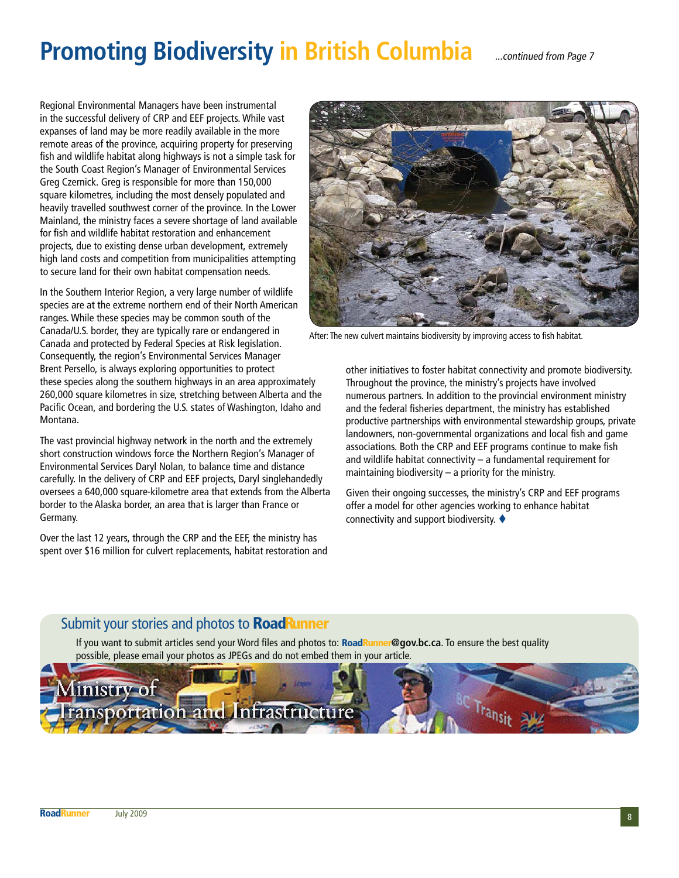# Promoting Biodiversity in British Columbia

*...continued from Page 7*

Regional Environmental Managers have been instrumental in the successful delivery of CRP and EEF projects. While vast expanses of land may be more readily available in the more remote areas of the province, acquiring property for preserving fish and wildlife habitat along highways is not a simple task for the South Coast Region's Manager of Environmental Services Greg Czernick. Greg is responsible for more than 150,000 square kilometres, including the most densely populated and heavily travelled southwest corner of the province. In the Lower Mainland, the ministry faces a severe shortage of land available for fish and wildlife habitat restoration and enhancement projects, due to existing dense urban development, extremely high land costs and competition from municipalities attempting to secure land for their own habitat compensation needs.

In the Southern Interior Region, a very large number of wildlife species are at the extreme northern end of their North American ranges. While these species may be common south of the Canada/U.S. border, they are typically rare or endangered in Canada and protected by Federal Species at Risk legislation. Consequently, the region's Environmental Services Manager Brent Persello, is always exploring opportunities to protect these species along the southern highways in an area approximately 260,000 square kilometres in size, stretching between Alberta and the Pacific Ocean, and bordering the U.S. states of Washington, Idaho and Montana.

The vast provincial highway network in the north and the extremely short construction windows force the Northern Region's Manager of Environmental Services Daryl Nolan, to balance time and distance carefully. In the delivery of CRP and EEF projects, Daryl singlehandedly oversees a 640,000 square-kilometre area that extends from the Alberta border to the Alaska border, an area that is larger than France or Germany.

Over the last 12 years, through the CRP and the EEF, the ministry has spent over $16 million for culvert replacements, habitat restoration and other initiatives to foster habitat connectivity and promote biodiversity. Throughout the province, the ministry's projects have involved numerous partners. In addition to the provincial environment ministry and the federal fisheries department, the ministry has established productive partnerships with environmental stewardship groups, private landowners, non-governmental organizations and local fish and game associations. Both the CRP and EEF programs continue to make fish and wildlife habitat connectivity – a fundamental requirement for maintaining biodiversity – a priority for the ministry.

Given their ongoing successes, the ministry's CRP and EEF programs offer a model for other agencies working to enhance habitat connectivity and support biodiversity. ♦

After: The new culvert maintains biodiversity by improving access to fish habitat.

## Submit your stories and photos to RoadRunner

If you want to submit articles send your Word files and photos to: **RoadRunner@gov.bc.ca**. To ensure the best quality possible, please email your photos as JPEGs and do not embed them in your article.

Ministry of Transportation and Infrastructure